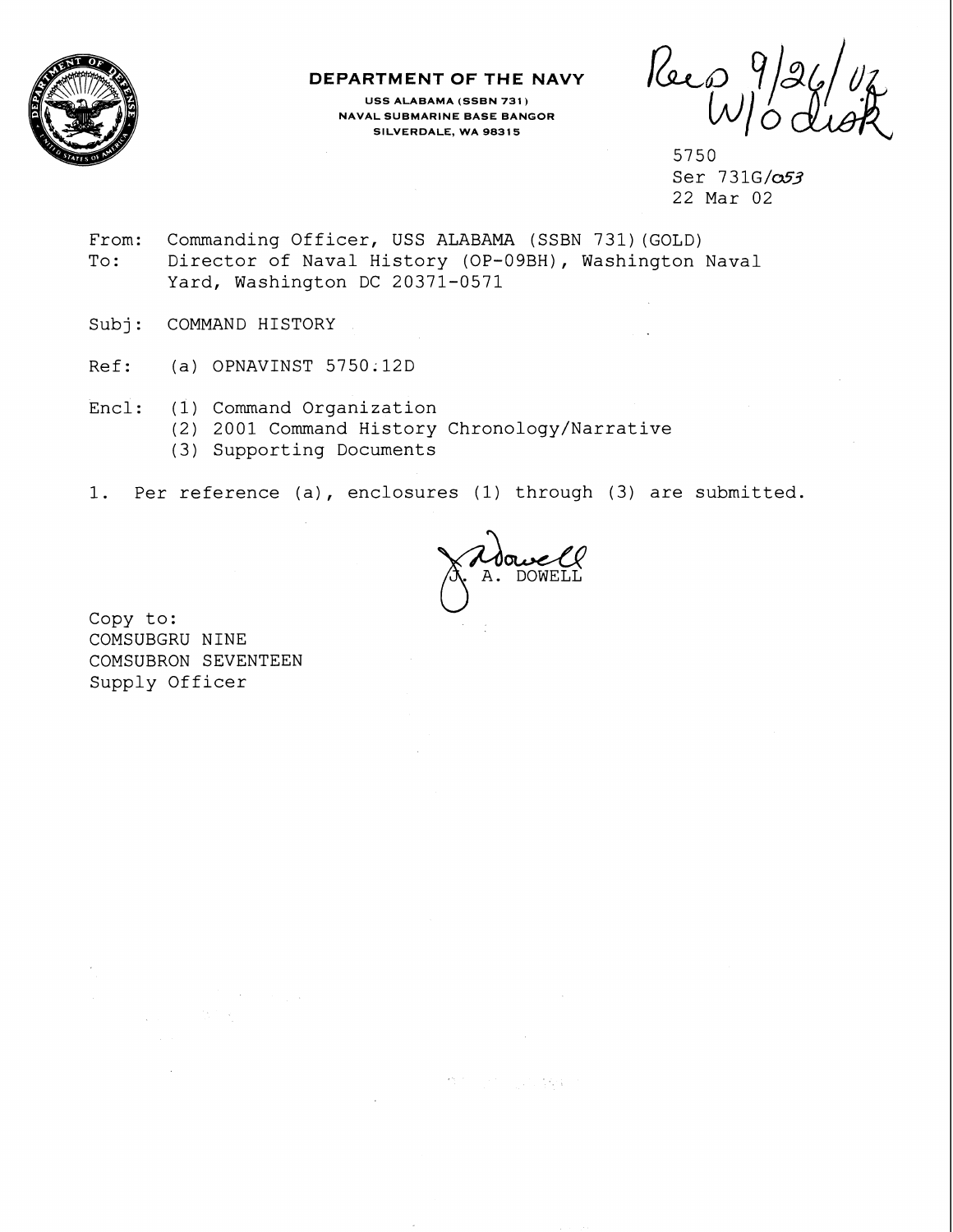**DEPARTMENT OF THE NAVY**

USS ALABAMA (SSBN 731)
NAVAL SUBMARINE BASE BANGOR
SILVERDALE, WA 98315

Rec'd 9/26/02
W/O disk

5750
Ser 731G/053
22 Mar 02

From: Commanding Officer, USS ALABAMA (SSBN 731)(GOLD)
To: Director of Naval History (OP-09BH), Washington Naval Yard, Washington DC 20371-0571

Subj: COMMAND HISTORY

Ref: (a) OPNAVINST 5750.12D

Encl: (1) Command Organization
(2) 2001 Command History Chronology/Narrative
(3) Supporting Documents

1. Per reference (a), enclosures (1) through (3) are submitted.

J. A. DOWELL

Copy to:
COMSUBGRU NINE
COMSUBRON SEVENTEEN
Supply Officer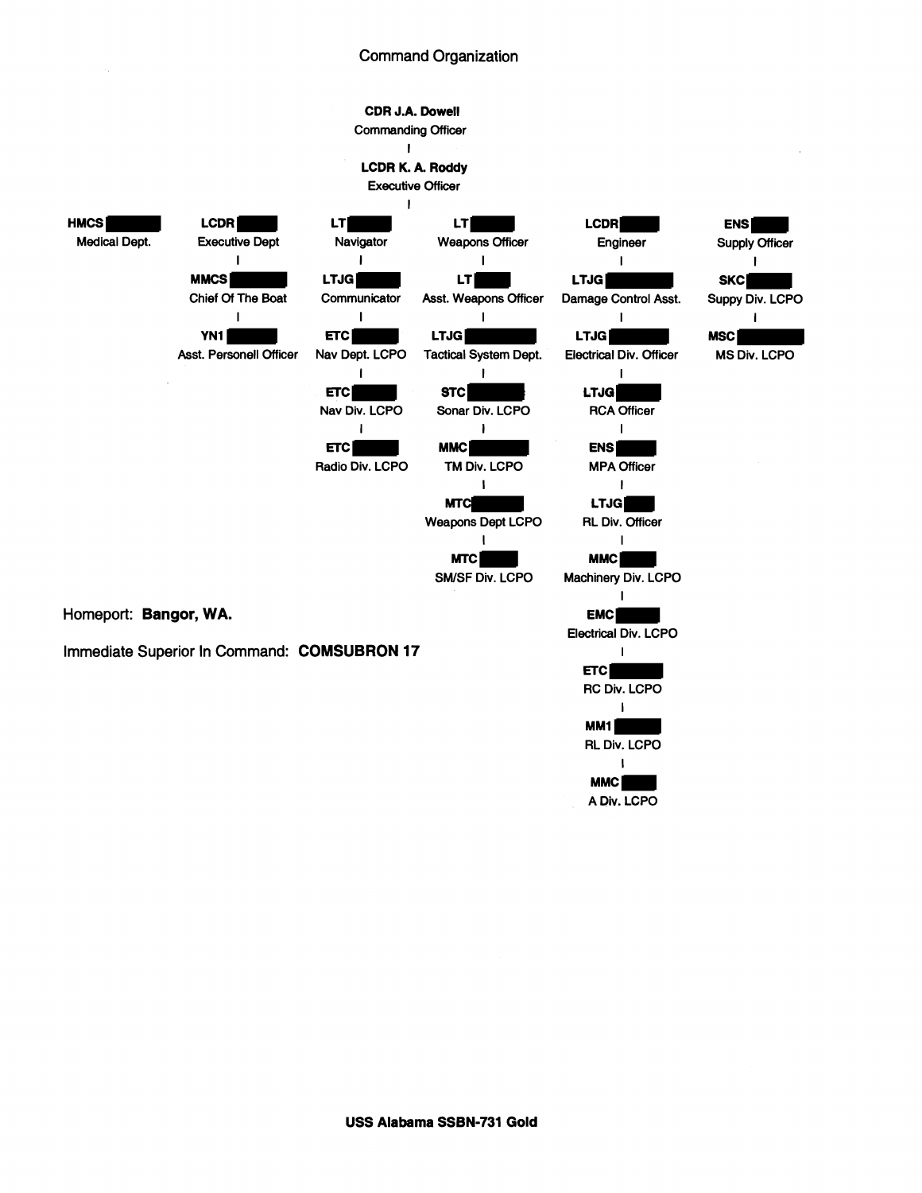# Command Organization

**CDR J.A. Dowell**
Commanding Officer

**LCDR K. A. Roddy**
Executive Officer

**HMCS** ████
Medical Dept.

**LCDR** ████
Executive Dept
- **MMCS** ████ — Chief Of The Boat
- **YN1** ████ — Asst. Personell Officer

**LT** ████
Navigator
- **LTJG** ████ — Communicator
- **ETC** ████ — Nav Dept. LCPO
- **ETC** ████ — Nav Div. LCPO
- **ETC** ████ — Radio Div. LCPO

**LT** ████
Weapons Officer
- **LT** ████ — Asst. Weapons Officer
- **LTJG** ████ — Tactical System Dept.
- **STC** ████ — Sonar Div. LCPO
- **MMC** ████ — TM Div. LCPO
- **MTC** ████ — Weapons Dept LCPO
- **MTC** ████ — SM/SF Div. LCPO

**LCDR** ████
Engineer
- **LTJG** ████ — Damage Control Asst.
- **LTJG** ████ — Electrical Div. Officer
- **LTJG** ████ — RCA Officer
- **ENS** ████ — MPA Officer
- **LTJG** ████ — RL Div. Officer
- **MMC** ████ — Machinery Div. LCPO
- **EMC** ████ — Electrical Div. LCPO
- **ETC** ████ — RC Div. LCPO
- **MM1** ████ — RL Div. LCPO
- **MMC** ████ — A Div. LCPO

**ENS** ████
Supply Officer
- **SKC** ████ — Suppy Div. LCPO
- **MSC** ████ — MS Div. LCPO

Homeport: **Bangor, WA.**

Immediate Superior In Command: **COMSUBRON 17**

**USS Alabama SSBN-731 Gold**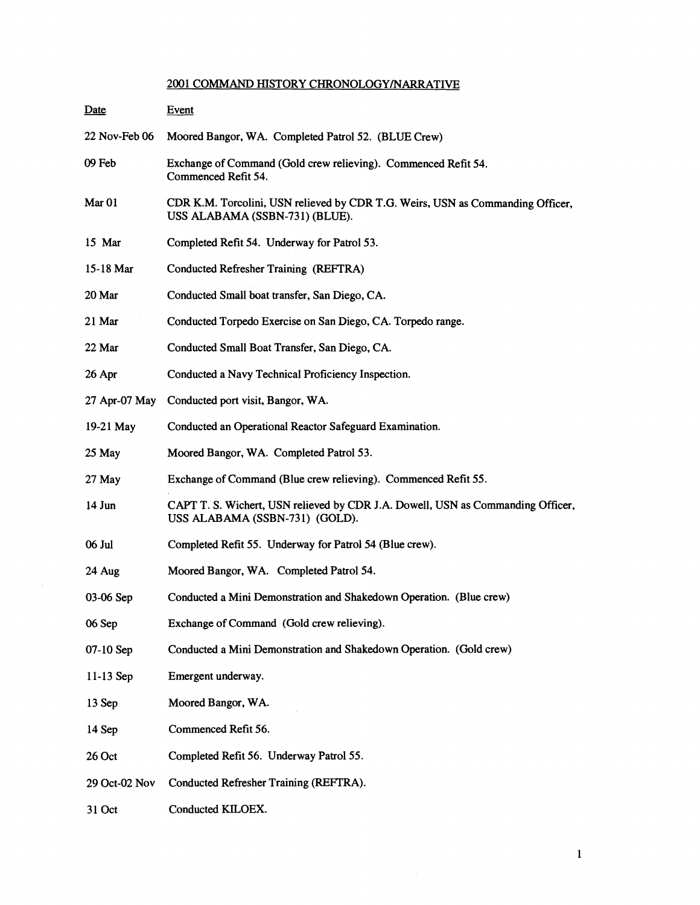## 2001 COMMAND HISTORY CHRONOLOGY/NARRATIVE

| Date | Event |
|---|---|
| 22 Nov-Feb 06 | Moored Bangor, WA. Completed Patrol 52. (BLUE Crew) |
| 09 Feb | Exchange of Command (Gold crew relieving). Commenced Refit 54. Commenced Refit 54. |
| Mar 01 | CDR K.M. Torcolini, USN relieved by CDR T.G. Weirs, USN as Commanding Officer, USS ALABAMA (SSBN-731) (BLUE). |
| 15 Mar | Completed Refit 54. Underway for Patrol 53. |
| 15-18 Mar | Conducted Refresher Training (REFTRA) |
| 20 Mar | Conducted Small boat transfer, San Diego, CA. |
| 21 Mar | Conducted Torpedo Exercise on San Diego, CA. Torpedo range. |
| 22 Mar | Conducted Small Boat Transfer, San Diego, CA. |
| 26 Apr | Conducted a Navy Technical Proficiency Inspection. |
| 27 Apr-07 May | Conducted port visit, Bangor, WA. |
| 19-21 May | Conducted an Operational Reactor Safeguard Examination. |
| 25 May | Moored Bangor, WA. Completed Patrol 53. |
| 27 May | Exchange of Command (Blue crew relieving). Commenced Refit 55. |
| 14 Jun | CAPT T. S. Wichert, USN relieved by CDR J.A. Dowell, USN as Commanding Officer, USS ALABAMA (SSBN-731) (GOLD). |
| 06 Jul | Completed Refit 55. Underway for Patrol 54 (Blue crew). |
| 24 Aug | Moored Bangor, WA. Completed Patrol 54. |
| 03-06 Sep | Conducted a Mini Demonstration and Shakedown Operation. (Blue crew) |
| 06 Sep | Exchange of Command (Gold crew relieving). |
| 07-10 Sep | Conducted a Mini Demonstration and Shakedown Operation. (Gold crew) |
| 11-13 Sep | Emergent underway. |
| 13 Sep | Moored Bangor, WA. |
| 14 Sep | Commenced Refit 56. |
| 26 Oct | Completed Refit 56. Underway Patrol 55. |
| 29 Oct-02 Nov | Conducted Refresher Training (REFTRA). |
| 31 Oct | Conducted KILOEX. |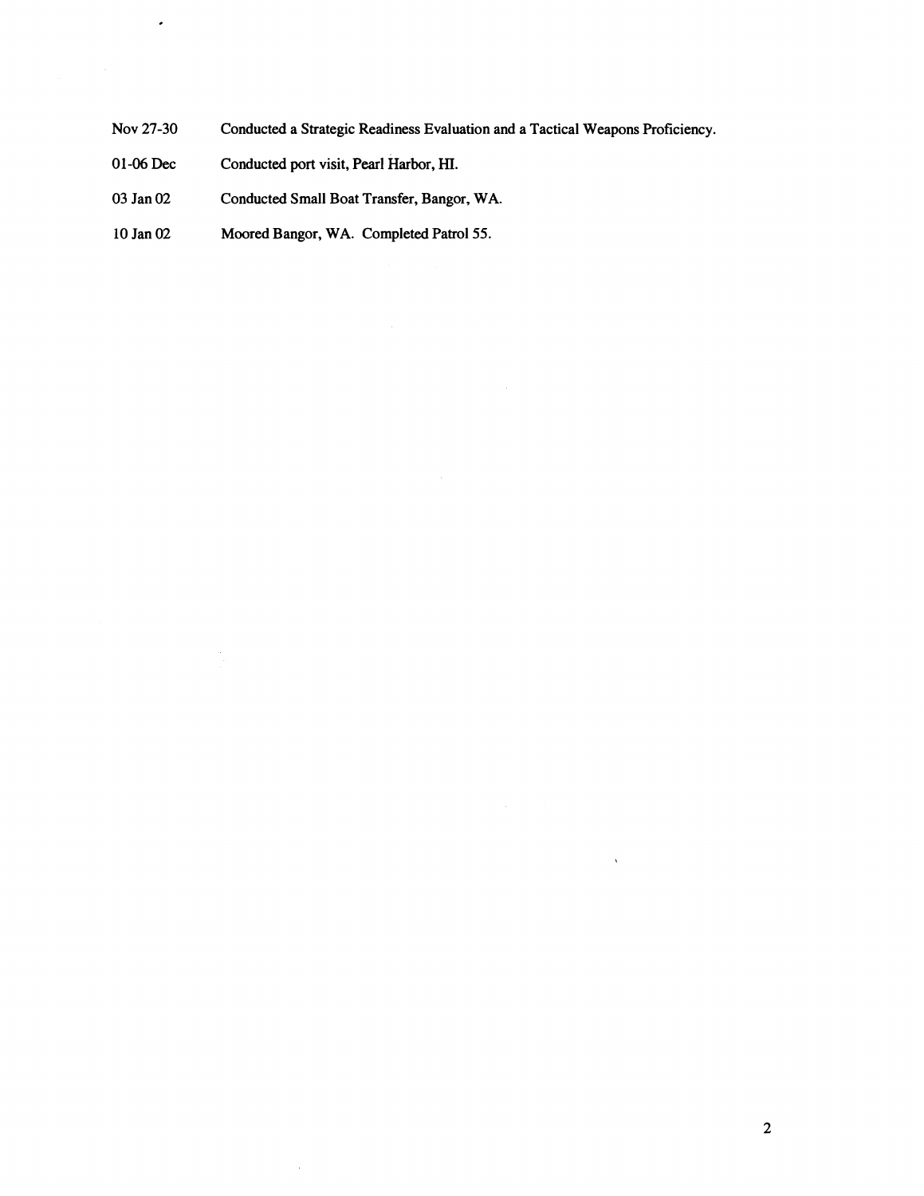| | |
|---|---|
| Nov 27-30 | Conducted a Strategic Readiness Evaluation and a Tactical Weapons Proficiency. |
| 01-06 Dec | Conducted port visit, Pearl Harbor, HI. |
| 03 Jan 02 | Conducted Small Boat Transfer, Bangor, WA. |
| 10 Jan 02 | Moored Bangor, WA. Completed Patrol 55. |